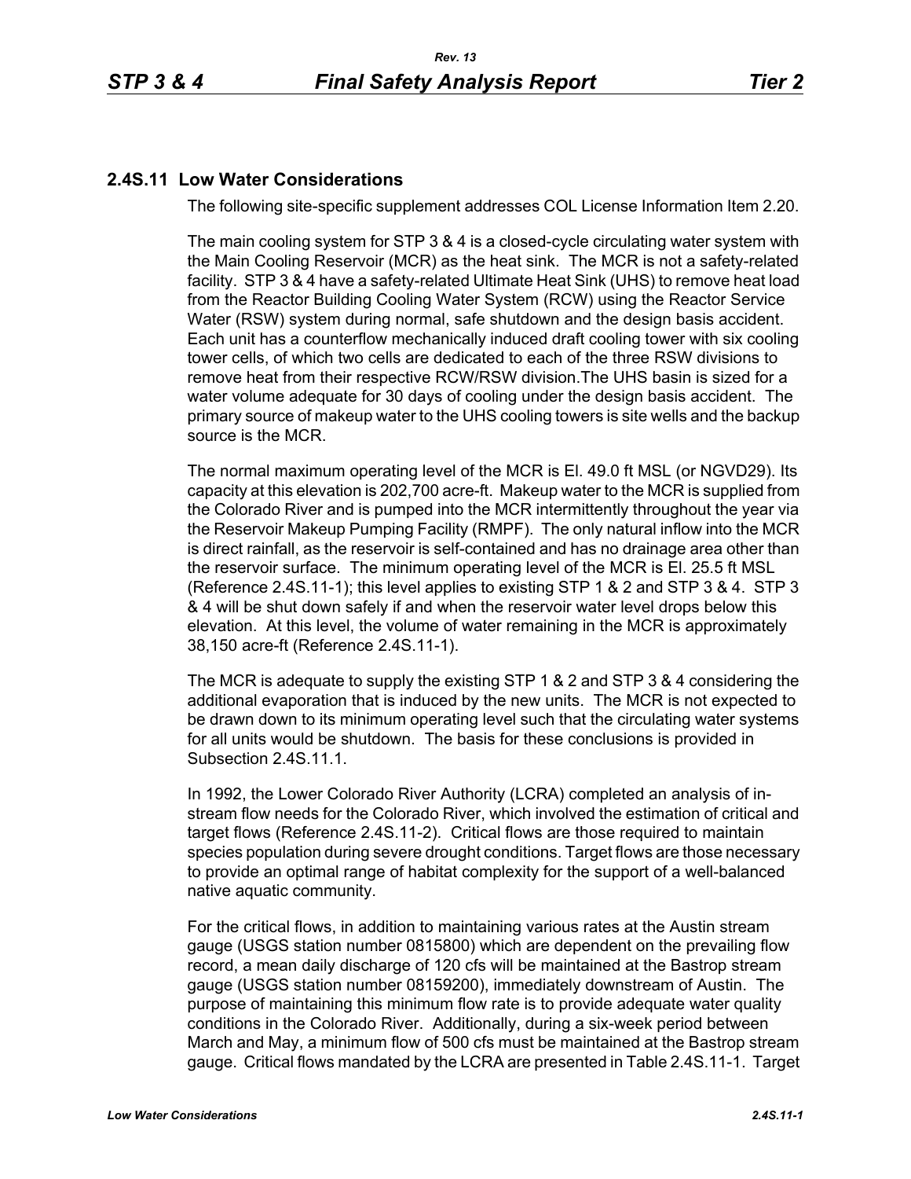## 2.4S.11 Low Water Considerations

The following site-specific supplement addresses COL License Information Item 2.20.

The main cooling system for STP 3 & 4 is a closed-cycle circulating water system with the Main Cooling Reservoir (MCR) as the heat sink. The MCR is not a safety-related facility. STP 3 & 4 have a safety-related Ultimate Heat Sink (UHS) to remove heat load from the Reactor Building Cooling Water System (RCW) using the Reactor Service Water (RSW) system during normal, safe shutdown and the design basis accident. Each unit has a counterflow mechanically induced draft cooling tower with six cooling tower cells, of which two cells are dedicated to each of the three RSW divisions to remove heat from their respective RCW/RSW division.The UHS basin is sized for a water volume adequate for 30 days of cooling under the design basis accident. The primary source of makeup water to the UHS cooling towers is site wells and the backup source is the MCR.

The normal maximum operating level of the MCR is El. 49.0 ft MSL (or NGVD29). Its capacity at this elevation is 202,700 acre-ft. Makeup water to the MCR is supplied from the Colorado River and is pumped into the MCR intermittently throughout the year via the Reservoir Makeup Pumping Facility (RMPF). The only natural inflow into the MCR is direct rainfall, as the reservoir is self-contained and has no drainage area other than the reservoir surface. The minimum operating level of the MCR is El. 25.5 ft MSL (Reference 2.4S.11-1); this level applies to existing STP 1 & 2 and STP 3 & 4. STP 3 & 4 will be shut down safely if and when the reservoir water level drops below this elevation. At this level, the volume of water remaining in the MCR is approximately 38,150 acre-ft (Reference 2.4S.11-1).

The MCR is adequate to supply the existing STP 1 & 2 and STP 3 & 4 considering the additional evaporation that is induced by the new units. The MCR is not expected to be drawn down to its minimum operating level such that the circulating water systems for all units would be shutdown. The basis for these conclusions is provided in Subsection 2.4S.11.1.

In 1992, the Lower Colorado River Authority (LCRA) completed an analysis of in-stream flow needs for the Colorado River, which involved the estimation of critical and target flows (Reference 2.4S.11-2). Critical flows are those required to maintain species population during severe drought conditions. Target flows are those necessary to provide an optimal range of habitat complexity for the support of a well-balanced native aquatic community.

For the critical flows, in addition to maintaining various rates at the Austin stream gauge (USGS station number 0815800) which are dependent on the prevailing flow record, a mean daily discharge of 120 cfs will be maintained at the Bastrop stream gauge (USGS station number 08159200), immediately downstream of Austin. The purpose of maintaining this minimum flow rate is to provide adequate water quality conditions in the Colorado River. Additionally, during a six-week period between March and May, a minimum flow of 500 cfs must be maintained at the Bastrop stream gauge. Critical flows mandated by the LCRA are presented in Table 2.4S.11-1. Target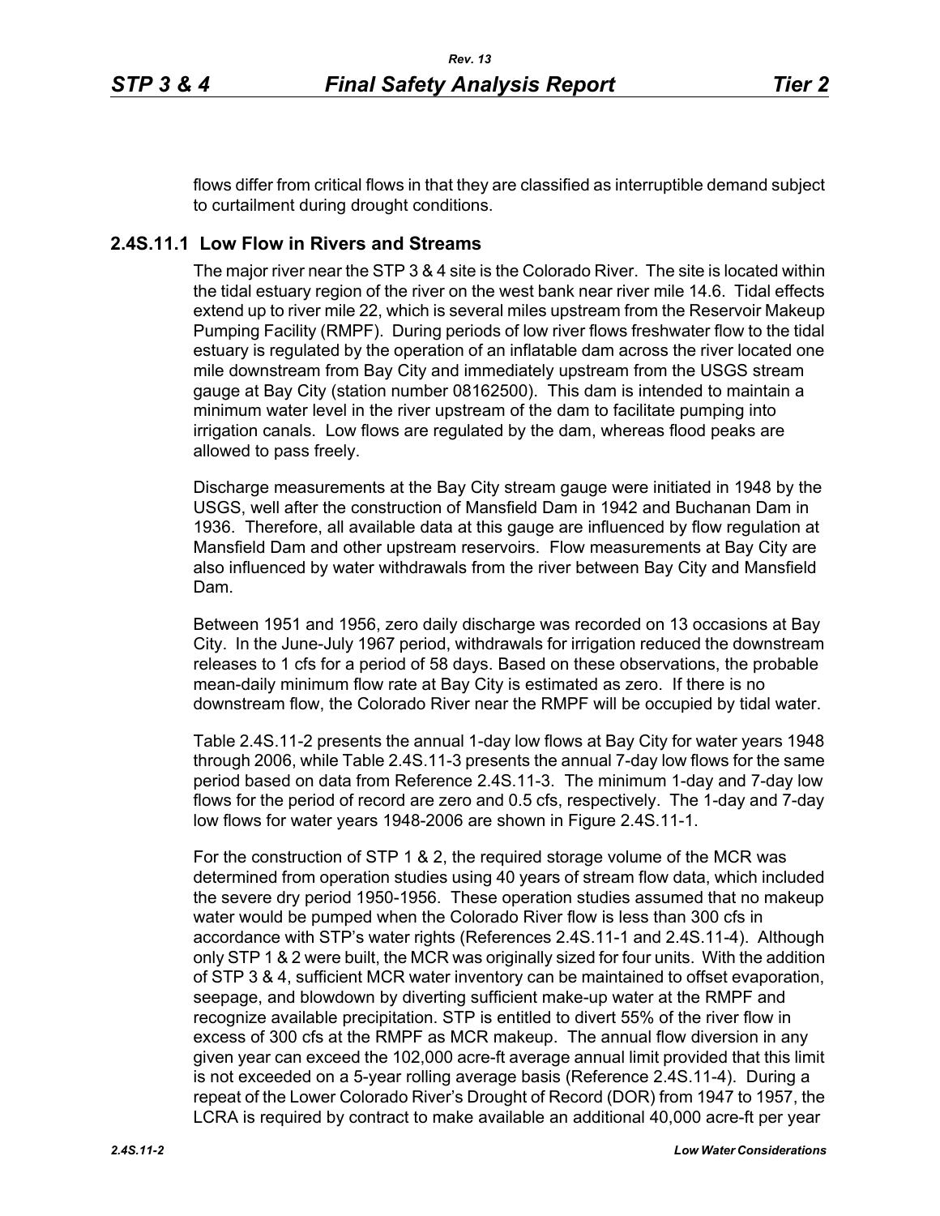flows differ from critical flows in that they are classified as interruptible demand subject to curtailment during drought conditions.

### 2.4S.11.1 Low Flow in Rivers and Streams

The major river near the STP 3 & 4 site is the Colorado River. The site is located within the tidal estuary region of the river on the west bank near river mile 14.6. Tidal effects extend up to river mile 22, which is several miles upstream from the Reservoir Makeup Pumping Facility (RMPF). During periods of low river flows freshwater flow to the tidal estuary is regulated by the operation of an inflatable dam across the river located one mile downstream from Bay City and immediately upstream from the USGS stream gauge at Bay City (station number 08162500). This dam is intended to maintain a minimum water level in the river upstream of the dam to facilitate pumping into irrigation canals. Low flows are regulated by the dam, whereas flood peaks are allowed to pass freely.

Discharge measurements at the Bay City stream gauge were initiated in 1948 by the USGS, well after the construction of Mansfield Dam in 1942 and Buchanan Dam in 1936. Therefore, all available data at this gauge are influenced by flow regulation at Mansfield Dam and other upstream reservoirs. Flow measurements at Bay City are also influenced by water withdrawals from the river between Bay City and Mansfield Dam.

Between 1951 and 1956, zero daily discharge was recorded on 13 occasions at Bay City. In the June-July 1967 period, withdrawals for irrigation reduced the downstream releases to 1 cfs for a period of 58 days. Based on these observations, the probable mean-daily minimum flow rate at Bay City is estimated as zero. If there is no downstream flow, the Colorado River near the RMPF will be occupied by tidal water.

Table 2.4S.11-2 presents the annual 1-day low flows at Bay City for water years 1948 through 2006, while Table 2.4S.11-3 presents the annual 7-day low flows for the same period based on data from Reference 2.4S.11-3. The minimum 1-day and 7-day low flows for the period of record are zero and 0.5 cfs, respectively. The 1-day and 7-day low flows for water years 1948-2006 are shown in Figure 2.4S.11-1.

For the construction of STP 1 & 2, the required storage volume of the MCR was determined from operation studies using 40 years of stream flow data, which included the severe dry period 1950-1956. These operation studies assumed that no makeup water would be pumped when the Colorado River flow is less than 300 cfs in accordance with STP's water rights (References 2.4S.11-1 and 2.4S.11-4). Although only STP 1 & 2 were built, the MCR was originally sized for four units. With the addition of STP 3 & 4, sufficient MCR water inventory can be maintained to offset evaporation, seepage, and blowdown by diverting sufficient make-up water at the RMPF and recognize available precipitation. STP is entitled to divert 55% of the river flow in excess of 300 cfs at the RMPF as MCR makeup. The annual flow diversion in any given year can exceed the 102,000 acre-ft average annual limit provided that this limit is not exceeded on a 5-year rolling average basis (Reference 2.4S.11-4). During a repeat of the Lower Colorado River's Drought of Record (DOR) from 1947 to 1957, the LCRA is required by contract to make available an additional 40,000 acre-ft per year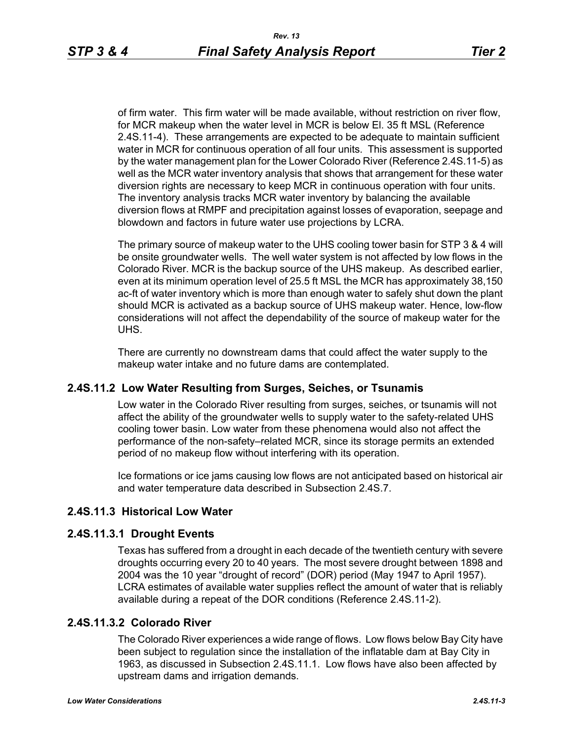of firm water. This firm water will be made available, without restriction on river flow, for MCR makeup when the water level in MCR is below El. 35 ft MSL (Reference 2.4S.11-4). These arrangements are expected to be adequate to maintain sufficient water in MCR for continuous operation of all four units. This assessment is supported by the water management plan for the Lower Colorado River (Reference 2.4S.11-5) as well as the MCR water inventory analysis that shows that arrangement for these water diversion rights are necessary to keep MCR in continuous operation with four units. The inventory analysis tracks MCR water inventory by balancing the available diversion flows at RMPF and precipitation against losses of evaporation, seepage and blowdown and factors in future water use projections by LCRA.

The primary source of makeup water to the UHS cooling tower basin for STP 3 & 4 will be onsite groundwater wells. The well water system is not affected by low flows in the Colorado River. MCR is the backup source of the UHS makeup. As described earlier, even at its minimum operation level of 25.5 ft MSL the MCR has approximately 38,150 ac-ft of water inventory which is more than enough water to safely shut down the plant should MCR is activated as a backup source of UHS makeup water. Hence, low-flow considerations will not affect the dependability of the source of makeup water for the UHS.

There are currently no downstream dams that could affect the water supply to the makeup water intake and no future dams are contemplated.

## 2.4S.11.2 Low Water Resulting from Surges, Seiches, or Tsunamis

Low water in the Colorado River resulting from surges, seiches, or tsunamis will not affect the ability of the groundwater wells to supply water to the safety-related UHS cooling tower basin. Low water from these phenomena would also not affect the performance of the non-safety–related MCR, since its storage permits an extended period of no makeup flow without interfering with its operation.

Ice formations or ice jams causing low flows are not anticipated based on historical air and water temperature data described in Subsection 2.4S.7.

## 2.4S.11.3 Historical Low Water

### 2.4S.11.3.1 Drought Events

Texas has suffered from a drought in each decade of the twentieth century with severe droughts occurring every 20 to 40 years. The most severe drought between 1898 and 2004 was the 10 year "drought of record" (DOR) period (May 1947 to April 1957). LCRA estimates of available water supplies reflect the amount of water that is reliably available during a repeat of the DOR conditions (Reference 2.4S.11-2).

### 2.4S.11.3.2 Colorado River

The Colorado River experiences a wide range of flows. Low flows below Bay City have been subject to regulation since the installation of the inflatable dam at Bay City in 1963, as discussed in Subsection 2.4S.11.1. Low flows have also been affected by upstream dams and irrigation demands.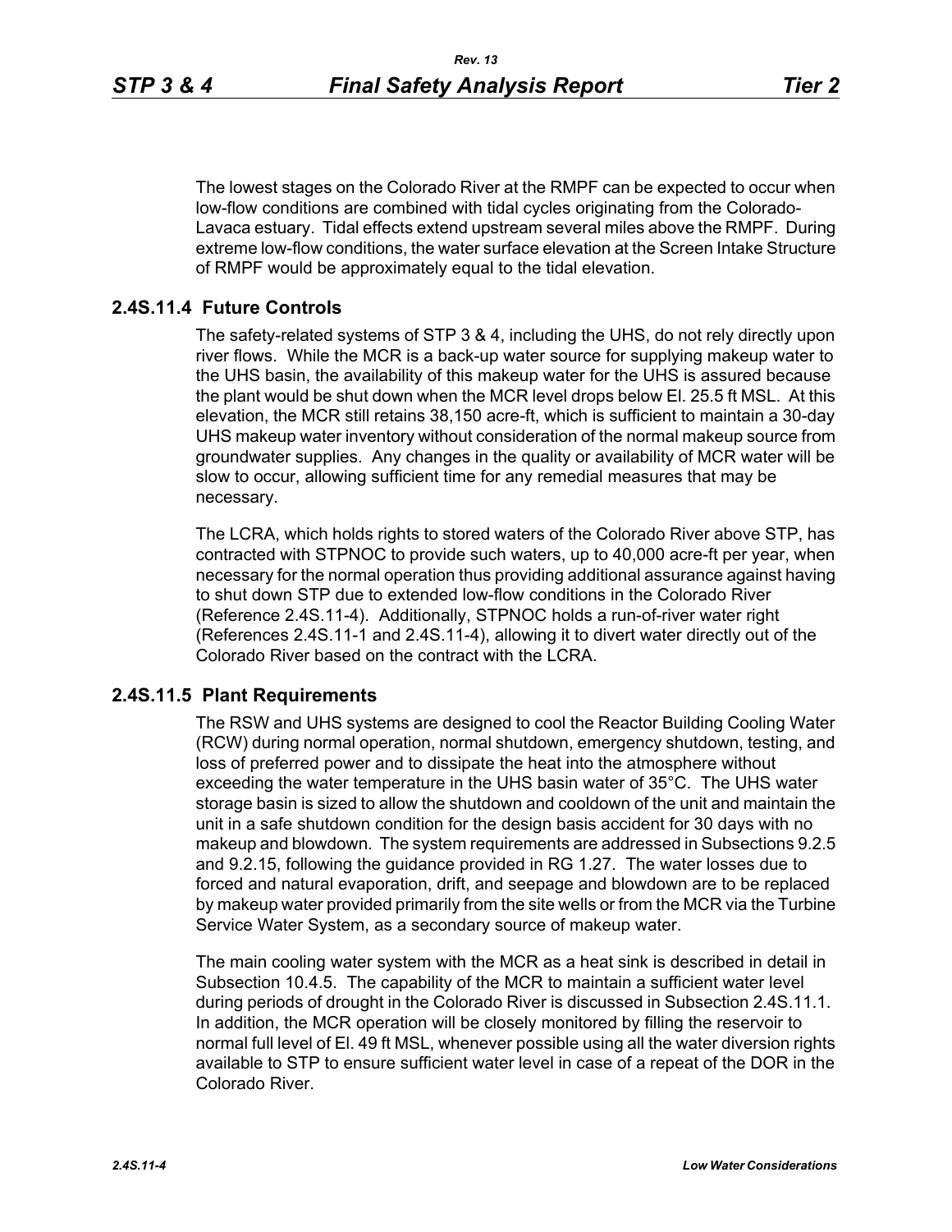The lowest stages on the Colorado River at the RMPF can be expected to occur when low-flow conditions are combined with tidal cycles originating from the Colorado-Lavaca estuary. Tidal effects extend upstream several miles above the RMPF. During extreme low-flow conditions, the water surface elevation at the Screen Intake Structure of RMPF would be approximately equal to the tidal elevation.

## 2.4S.11.4 Future Controls

The safety-related systems of STP 3 & 4, including the UHS, do not rely directly upon river flows. While the MCR is a back-up water source for supplying makeup water to the UHS basin, the availability of this makeup water for the UHS is assured because the plant would be shut down when the MCR level drops below El. 25.5 ft MSL. At this elevation, the MCR still retains 38,150 acre-ft, which is sufficient to maintain a 30-day UHS makeup water inventory without consideration of the normal makeup source from groundwater supplies. Any changes in the quality or availability of MCR water will be slow to occur, allowing sufficient time for any remedial measures that may be necessary.

The LCRA, which holds rights to stored waters of the Colorado River above STP, has contracted with STPNOC to provide such waters, up to 40,000 acre-ft per year, when necessary for the normal operation thus providing additional assurance against having to shut down STP due to extended low-flow conditions in the Colorado River (Reference 2.4S.11-4). Additionally, STPNOC holds a run-of-river water right (References 2.4S.11-1 and 2.4S.11-4), allowing it to divert water directly out of the Colorado River based on the contract with the LCRA.

## 2.4S.11.5 Plant Requirements

The RSW and UHS systems are designed to cool the Reactor Building Cooling Water (RCW) during normal operation, normal shutdown, emergency shutdown, testing, and loss of preferred power and to dissipate the heat into the atmosphere without exceeding the water temperature in the UHS basin water of 35°C. The UHS water storage basin is sized to allow the shutdown and cooldown of the unit and maintain the unit in a safe shutdown condition for the design basis accident for 30 days with no makeup and blowdown. The system requirements are addressed in Subsections 9.2.5 and 9.2.15, following the guidance provided in RG 1.27. The water losses due to forced and natural evaporation, drift, and seepage and blowdown are to be replaced by makeup water provided primarily from the site wells or from the MCR via the Turbine Service Water System, as a secondary source of makeup water.

The main cooling water system with the MCR as a heat sink is described in detail in Subsection 10.4.5. The capability of the MCR to maintain a sufficient water level during periods of drought in the Colorado River is discussed in Subsection 2.4S.11.1. In addition, the MCR operation will be closely monitored by filling the reservoir to normal full level of El. 49 ft MSL, whenever possible using all the water diversion rights available to STP to ensure sufficient water level in case of a repeat of the DOR in the Colorado River.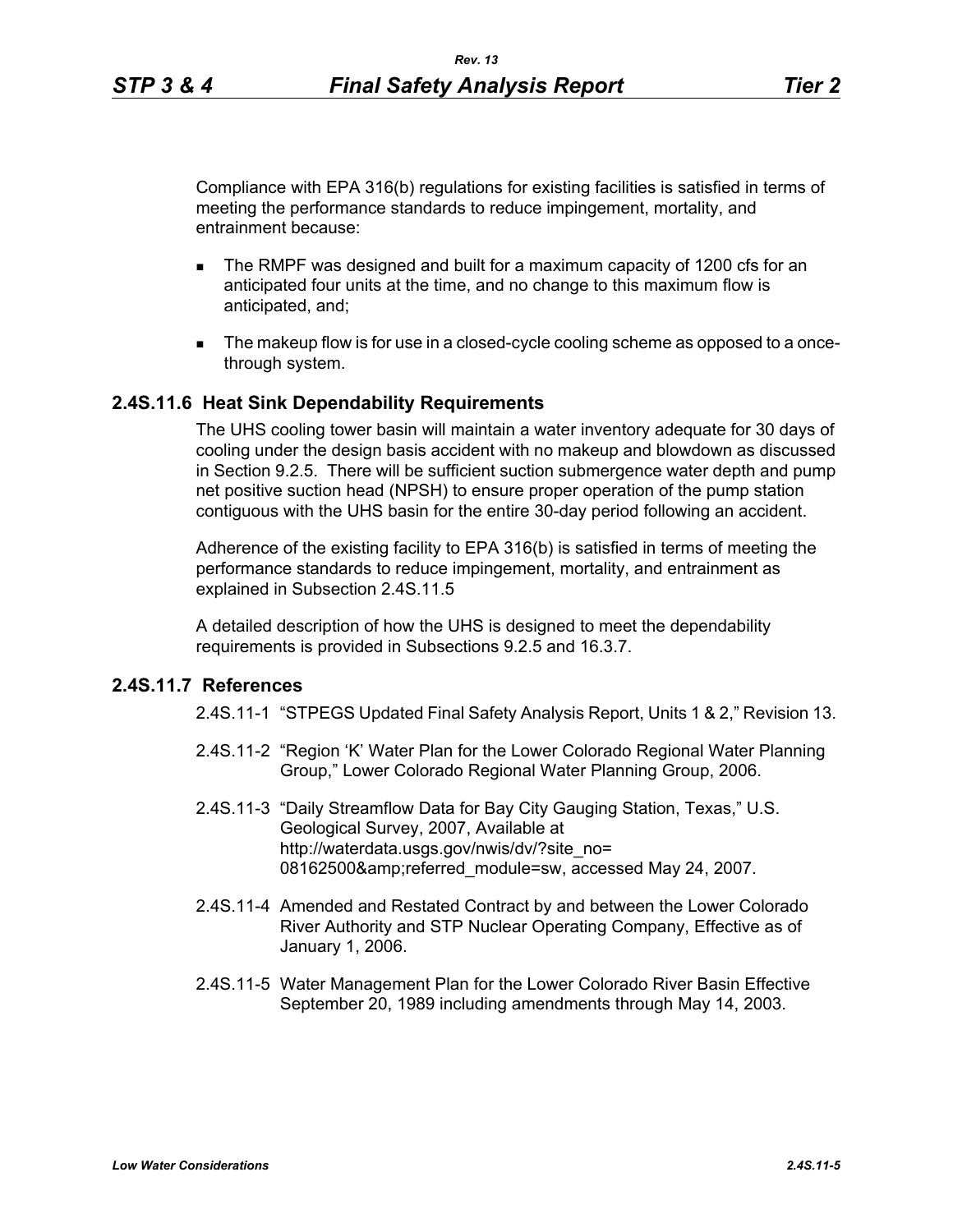Compliance with EPA 316(b) regulations for existing facilities is satisfied in terms of meeting the performance standards to reduce impingement, mortality, and entrainment because:

- The RMPF was designed and built for a maximum capacity of 1200 cfs for an anticipated four units at the time, and no change to this maximum flow is anticipated, and;
- The makeup flow is for use in a closed-cycle cooling scheme as opposed to a once-through system.

## 2.4S.11.6 Heat Sink Dependability Requirements

The UHS cooling tower basin will maintain a water inventory adequate for 30 days of cooling under the design basis accident with no makeup and blowdown as discussed in Section 9.2.5. There will be sufficient suction submergence water depth and pump net positive suction head (NPSH) to ensure proper operation of the pump station contiguous with the UHS basin for the entire 30-day period following an accident.

Adherence of the existing facility to EPA 316(b) is satisfied in terms of meeting the performance standards to reduce impingement, mortality, and entrainment as explained in Subsection 2.4S.11.5

A detailed description of how the UHS is designed to meet the dependability requirements is provided in Subsections 9.2.5 and 16.3.7.

## 2.4S.11.7 References

2.4S.11-1 "STPEGS Updated Final Safety Analysis Report, Units 1 & 2," Revision 13.

2.4S.11-2 "Region 'K' Water Plan for the Lower Colorado Regional Water Planning Group," Lower Colorado Regional Water Planning Group, 2006.

2.4S.11-3 "Daily Streamflow Data for Bay City Gauging Station, Texas," U.S. Geological Survey, 2007, Available at http://waterdata.usgs.gov/nwis/dv/?site_no=08162500&amp;referred_module=sw, accessed May 24, 2007.

2.4S.11-4 Amended and Restated Contract by and between the Lower Colorado River Authority and STP Nuclear Operating Company, Effective as of January 1, 2006.

2.4S.11-5 Water Management Plan for the Lower Colorado River Basin Effective September 20, 1989 including amendments through May 14, 2003.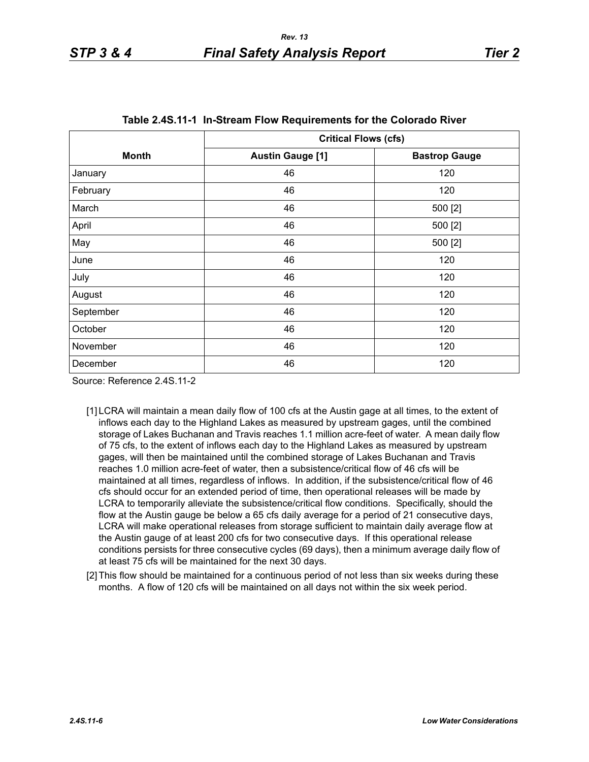**Table 2.4S.11-1 In-Stream Flow Requirements for the Colorado River**

| Month | Critical Flows (cfs) | |
|---|---|---|
| | Austin Gauge [1] | Bastrop Gauge |
| January | 46 | 120 |
| February | 46 | 120 |
| March | 46 | 500 [2] |
| April | 46 | 500 [2] |
| May | 46 | 500 [2] |
| June | 46 | 120 |
| July | 46 | 120 |
| August | 46 | 120 |
| September | 46 | 120 |
| October | 46 | 120 |
| November | 46 | 120 |
| December | 46 | 120 |

Source: Reference 2.4S.11-2

[1] LCRA will maintain a mean daily flow of 100 cfs at the Austin gage at all times, to the extent of inflows each day to the Highland Lakes as measured by upstream gages, until the combined storage of Lakes Buchanan and Travis reaches 1.1 million acre-feet of water. A mean daily flow of 75 cfs, to the extent of inflows each day to the Highland Lakes as measured by upstream gages, will then be maintained until the combined storage of Lakes Buchanan and Travis reaches 1.0 million acre-feet of water, then a subsistence/critical flow of 46 cfs will be maintained at all times, regardless of inflows. In addition, if the subsistence/critical flow of 46 cfs should occur for an extended period of time, then operational releases will be made by LCRA to temporarily alleviate the subsistence/critical flow conditions. Specifically, should the flow at the Austin gauge be below a 65 cfs daily average for a period of 21 consecutive days, LCRA will make operational releases from storage sufficient to maintain daily average flow at the Austin gauge of at least 200 cfs for two consecutive days. If this operational release conditions persists for three consecutive cycles (69 days), then a minimum average daily flow of at least 75 cfs will be maintained for the next 30 days.

[2] This flow should be maintained for a continuous period of not less than six weeks during these months. A flow of 120 cfs will be maintained on all days not within the six week period.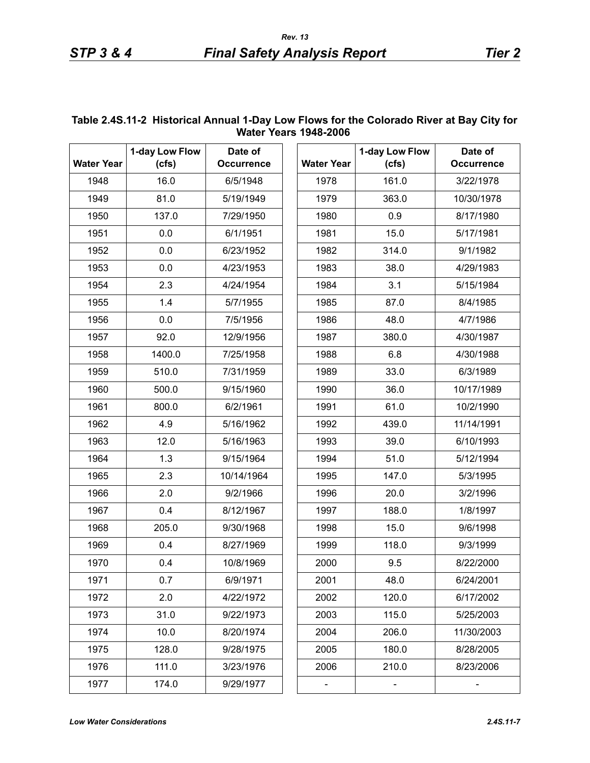**Table 2.4S.11-2 Historical Annual 1-Day Low Flows for the Colorado River at Bay City for Water Years 1948-2006**

| Water Year | 1-day Low Flow (cfs) | Date of Occurrence | Water Year | 1-day Low Flow (cfs) | Date of Occurrence |
|---|---|---|---|---|---|
| 1948 | 16.0 | 6/5/1948 | 1978 | 161.0 | 3/22/1978 |
| 1949 | 81.0 | 5/19/1949 | 1979 | 363.0 | 10/30/1978 |
| 1950 | 137.0 | 7/29/1950 | 1980 | 0.9 | 8/17/1980 |
| 1951 | 0.0 | 6/1/1951 | 1981 | 15.0 | 5/17/1981 |
| 1952 | 0.0 | 6/23/1952 | 1982 | 314.0 | 9/1/1982 |
| 1953 | 0.0 | 4/23/1953 | 1983 | 38.0 | 4/29/1983 |
| 1954 | 2.3 | 4/24/1954 | 1984 | 3.1 | 5/15/1984 |
| 1955 | 1.4 | 5/7/1955 | 1985 | 87.0 | 8/4/1985 |
| 1956 | 0.0 | 7/5/1956 | 1986 | 48.0 | 4/7/1986 |
| 1957 | 92.0 | 12/9/1956 | 1987 | 380.0 | 4/30/1987 |
| 1958 | 1400.0 | 7/25/1958 | 1988 | 6.8 | 4/30/1988 |
| 1959 | 510.0 | 7/31/1959 | 1989 | 33.0 | 6/3/1989 |
| 1960 | 500.0 | 9/15/1960 | 1990 | 36.0 | 10/17/1989 |
| 1961 | 800.0 | 6/2/1961 | 1991 | 61.0 | 10/2/1990 |
| 1962 | 4.9 | 5/16/1962 | 1992 | 439.0 | 11/14/1991 |
| 1963 | 12.0 | 5/16/1963 | 1993 | 39.0 | 6/10/1993 |
| 1964 | 1.3 | 9/15/1964 | 1994 | 51.0 | 5/12/1994 |
| 1965 | 2.3 | 10/14/1964 | 1995 | 147.0 | 5/3/1995 |
| 1966 | 2.0 | 9/2/1966 | 1996 | 20.0 | 3/2/1996 |
| 1967 | 0.4 | 8/12/1967 | 1997 | 188.0 | 1/8/1997 |
| 1968 | 205.0 | 9/30/1968 | 1998 | 15.0 | 9/6/1998 |
| 1969 | 0.4 | 8/27/1969 | 1999 | 118.0 | 9/3/1999 |
| 1970 | 0.4 | 10/8/1969 | 2000 | 9.5 | 8/22/2000 |
| 1971 | 0.7 | 6/9/1971 | 2001 | 48.0 | 6/24/2001 |
| 1972 | 2.0 | 4/22/1972 | 2002 | 120.0 | 6/17/2002 |
| 1973 | 31.0 | 9/22/1973 | 2003 | 115.0 | 5/25/2003 |
| 1974 | 10.0 | 8/20/1974 | 2004 | 206.0 | 11/30/2003 |
| 1975 | 128.0 | 9/28/1975 | 2005 | 180.0 | 8/28/2005 |
| 1976 | 111.0 | 3/23/1976 | 2006 | 210.0 | 8/23/2006 |
| 1977 | 174.0 | 9/29/1977 | - | - | - |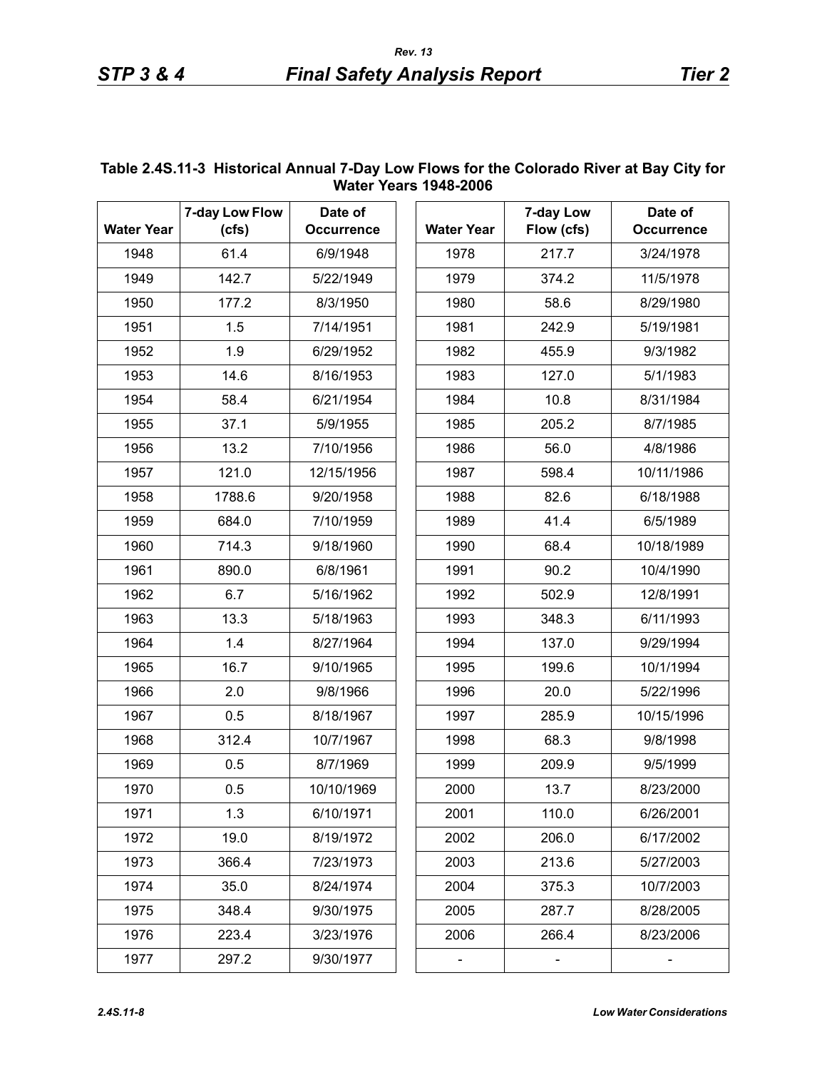**Table 2.4S.11-3 Historical Annual 7-Day Low Flows for the Colorado River at Bay City for Water Years 1948-2006**

| Water Year | 7-day Low Flow (cfs) | Date of Occurrence | Water Year | 7-day Low Flow (cfs) | Date of Occurrence |
|---|---|---|---|---|---|
| 1948 | 61.4 | 6/9/1948 | 1978 | 217.7 | 3/24/1978 |
| 1949 | 142.7 | 5/22/1949 | 1979 | 374.2 | 11/5/1978 |
| 1950 | 177.2 | 8/3/1950 | 1980 | 58.6 | 8/29/1980 |
| 1951 | 1.5 | 7/14/1951 | 1981 | 242.9 | 5/19/1981 |
| 1952 | 1.9 | 6/29/1952 | 1982 | 455.9 | 9/3/1982 |
| 1953 | 14.6 | 8/16/1953 | 1983 | 127.0 | 5/1/1983 |
| 1954 | 58.4 | 6/21/1954 | 1984 | 10.8 | 8/31/1984 |
| 1955 | 37.1 | 5/9/1955 | 1985 | 205.2 | 8/7/1985 |
| 1956 | 13.2 | 7/10/1956 | 1986 | 56.0 | 4/8/1986 |
| 1957 | 121.0 | 12/15/1956 | 1987 | 598.4 | 10/11/1986 |
| 1958 | 1788.6 | 9/20/1958 | 1988 | 82.6 | 6/18/1988 |
| 1959 | 684.0 | 7/10/1959 | 1989 | 41.4 | 6/5/1989 |
| 1960 | 714.3 | 9/18/1960 | 1990 | 68.4 | 10/18/1989 |
| 1961 | 890.0 | 6/8/1961 | 1991 | 90.2 | 10/4/1990 |
| 1962 | 6.7 | 5/16/1962 | 1992 | 502.9 | 12/8/1991 |
| 1963 | 13.3 | 5/18/1963 | 1993 | 348.3 | 6/11/1993 |
| 1964 | 1.4 | 8/27/1964 | 1994 | 137.0 | 9/29/1994 |
| 1965 | 16.7 | 9/10/1965 | 1995 | 199.6 | 10/1/1994 |
| 1966 | 2.0 | 9/8/1966 | 1996 | 20.0 | 5/22/1996 |
| 1967 | 0.5 | 8/18/1967 | 1997 | 285.9 | 10/15/1996 |
| 1968 | 312.4 | 10/7/1967 | 1998 | 68.3 | 9/8/1998 |
| 1969 | 0.5 | 8/7/1969 | 1999 | 209.9 | 9/5/1999 |
| 1970 | 0.5 | 10/10/1969 | 2000 | 13.7 | 8/23/2000 |
| 1971 | 1.3 | 6/10/1971 | 2001 | 110.0 | 6/26/2001 |
| 1972 | 19.0 | 8/19/1972 | 2002 | 206.0 | 6/17/2002 |
| 1973 | 366.4 | 7/23/1973 | 2003 | 213.6 | 5/27/2003 |
| 1974 | 35.0 | 8/24/1974 | 2004 | 375.3 | 10/7/2003 |
| 1975 | 348.4 | 9/30/1975 | 2005 | 287.7 | 8/28/2005 |
| 1976 | 223.4 | 3/23/1976 | 2006 | 266.4 | 8/23/2006 |
| 1977 | 297.2 | 9/30/1977 | - | - | - |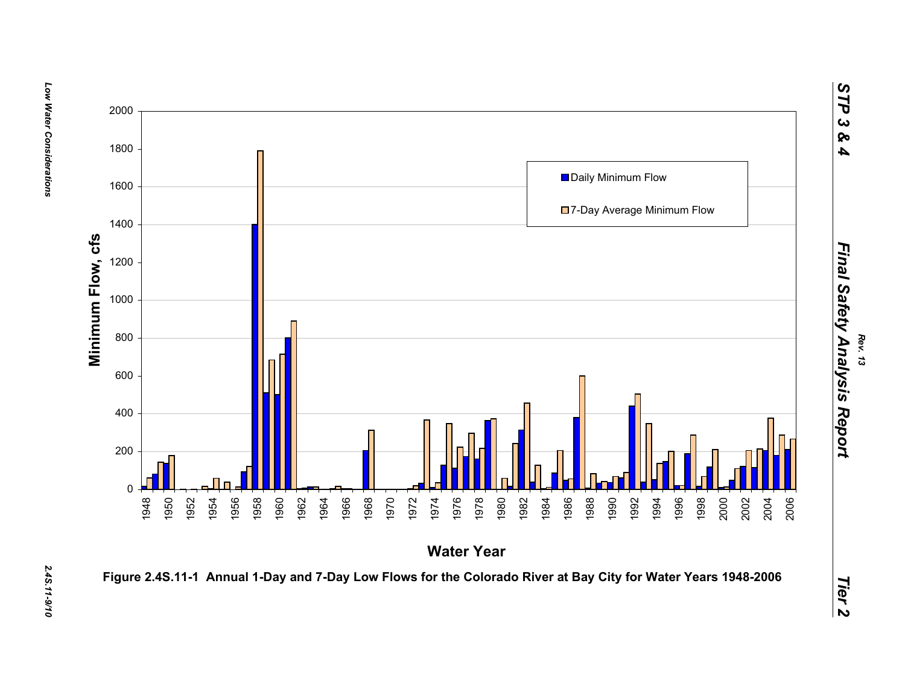2000
1800
1600
1400
1200
1000
800
600
400
200
0

Minimum Flow, cfs

Daily Minimum Flow

7-Day Average Minimum Flow

1948
1950
1952
1954
1956
1958
1960
1962
1964
1966
1968
1970
1972
1974
1976
1978
1980
1982
1984
1986
1988
1990
1992
1994
1996
1998
2000
2002
2004
2006

Water Year

**Figure 2.4S.11-1 Annual 1-Day and 7-Day Low Flows for the Colorado River at Bay City for Water Years 1948-2006**